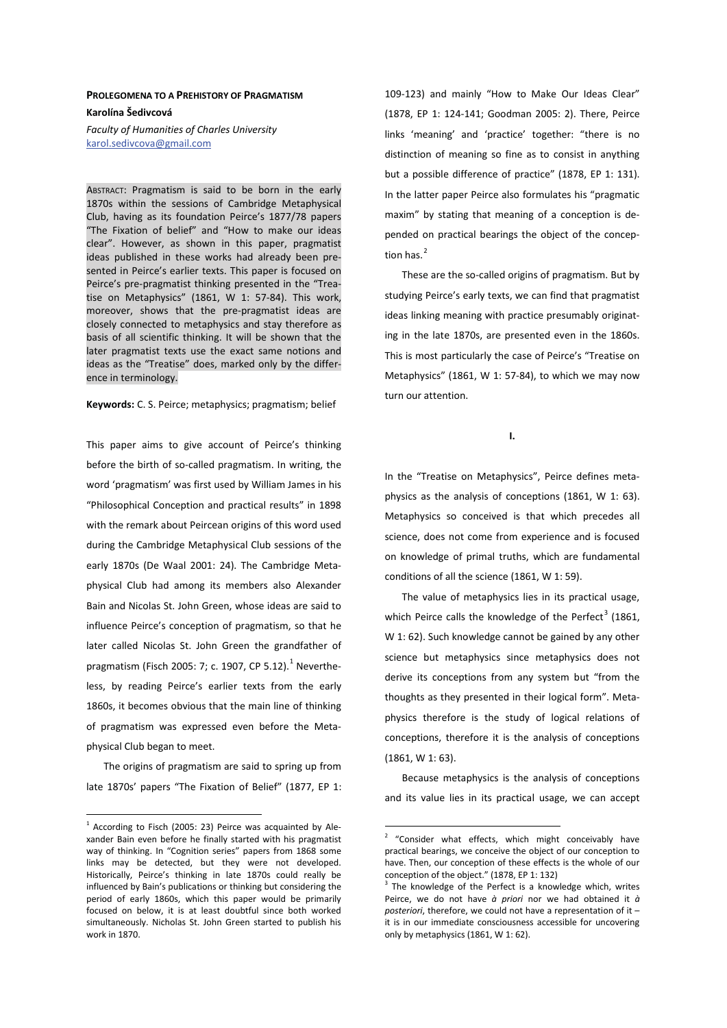**PROLEGOMENA TO A PREHISTORY OF PRAGMATISM**

**Karolína Šedivcová**

*Faculty of Humanities of Charles University*
karol.sedivcova@gmail.com

ABSTRACT: Pragmatism is said to be born in the early 1870s within the sessions of Cambridge Metaphysical Club, having as its foundation Peirce's 1877/78 papers "The Fixation of belief" and "How to make our ideas clear". However, as shown in this paper, pragmatist ideas published in these works had already been presented in Peirce's earlier texts. This paper is focused on Peirce's pre-pragmatist thinking presented in the "Treatise on Metaphysics" (1861, W 1: 57-84). This work, moreover, shows that the pre-pragmatist ideas are closely connected to metaphysics and stay therefore as basis of all scientific thinking. It will be shown that the later pragmatist texts use the exact same notions and ideas as the "Treatise" does, marked only by the difference in terminology.

**Keywords:** C. S. Peirce; metaphysics; pragmatism; belief

This paper aims to give account of Peirce's thinking before the birth of so-called pragmatism. In writing, the word 'pragmatism' was first used by William James in his "Philosophical Conception and practical results" in 1898 with the remark about Peircean origins of this word used during the Cambridge Metaphysical Club sessions of the early 1870s (De Waal 2001: 24). The Cambridge Metaphysical Club had among its members also Alexander Bain and Nicolas St. John Green, whose ideas are said to influence Peirce's conception of pragmatism, so that he later called Nicolas St. John Green the grandfather of pragmatism (Fisch 2005: 7; c. 1907, CP 5.12).[1] Nevertheless, by reading Peirce's earlier texts from the early 1860s, it becomes obvious that the main line of thinking of pragmatism was expressed even before the Metaphysical Club began to meet.

The origins of pragmatism are said to spring up from late 1870s' papers "The Fixation of Belief" (1877, EP 1: 109-123) and mainly "How to Make Our Ideas Clear" (1878, EP 1: 124-141; Goodman 2005: 2). There, Peirce links 'meaning' and 'practice' together: "there is no distinction of meaning so fine as to consist in anything but a possible difference of practice" (1878, EP 1: 131). In the latter paper Peirce also formulates his "pragmatic maxim" by stating that meaning of a conception is depended on practical bearings the object of the conception has.[2]

These are the so-called origins of pragmatism. But by studying Peirce's early texts, we can find that pragmatist ideas linking meaning with practice presumably originating in the late 1870s, are presented even in the 1860s. This is most particularly the case of Peirce's "Treatise on Metaphysics" (1861, W 1: 57-84), to which we may now turn our attention.

## I.

In the "Treatise on Metaphysics", Peirce defines metaphysics as the analysis of conceptions (1861, W 1: 63). Metaphysics so conceived is that which precedes all science, does not come from experience and is focused on knowledge of primal truths, which are fundamental conditions of all the science (1861, W 1: 59).

The value of metaphysics lies in its practical usage, which Peirce calls the knowledge of the Perfect[3] (1861, W 1: 62). Such knowledge cannot be gained by any other science but metaphysics since metaphysics does not derive its conceptions from any system but "from the thoughts as they presented in their logical form". Metaphysics therefore is the study of logical relations of conceptions, therefore it is the analysis of conceptions (1861, W 1: 63).

Because metaphysics is the analysis of conceptions and its value lies in its practical usage, we can accept

---

[1] According to Fisch (2005: 23) Peirce was acquainted by Alexander Bain even before he finally started with his pragmatist way of thinking. In "Cognition series" papers from 1868 some links may be detected, but they were not developed. Historically, Peirce's thinking in late 1870s could really be influenced by Bain's publications or thinking but considering the period of early 1860s, which this paper would be primarily focused on below, it is at least doubtful since both worked simultaneously. Nicholas St. John Green started to publish his work in 1870.

[2] "Consider what effects, which might conceivably have practical bearings, we conceive the object of our conception to have. Then, our conception of these effects is the whole of our conception of the object." (1878, EP 1: 132)

[3] The knowledge of the Perfect is a knowledge which, writes Peirce, we do not have *à priori* nor we had obtained it *à posteriori*, therefore, we could not have a representation of it – it is in our immediate consciousness accessible for uncovering only by metaphysics (1861, W 1: 62).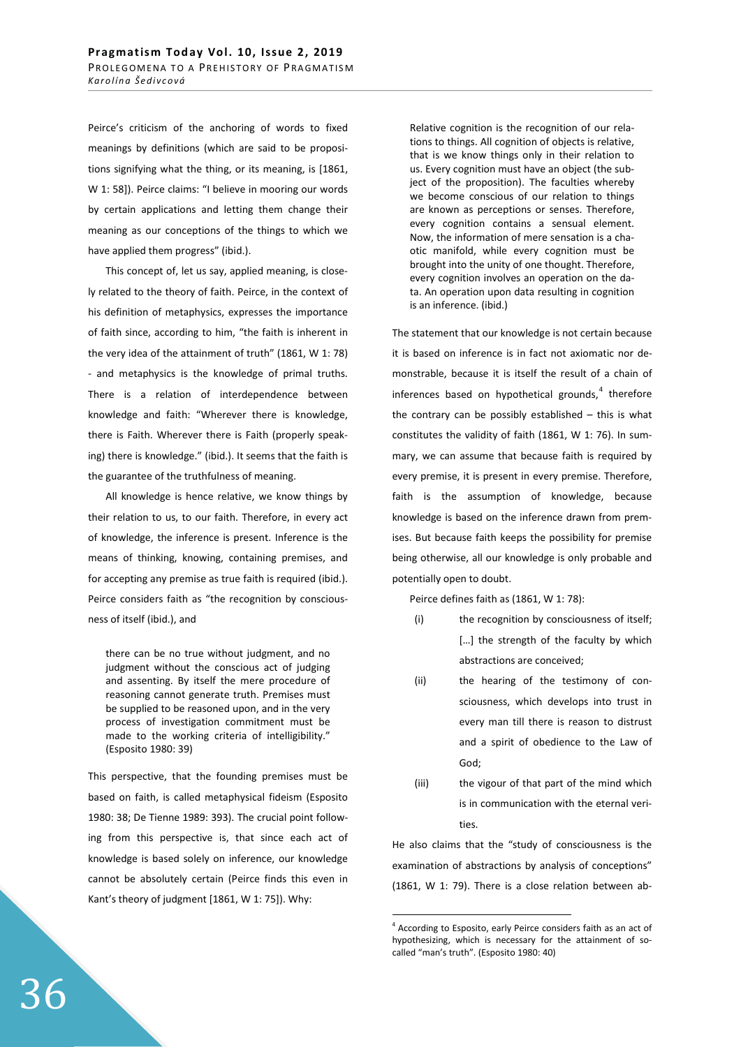Peirce's criticism of the anchoring of words to fixed meanings by definitions (which are said to be propositions signifying what the thing, or its meaning, is [1861, W 1: 58]). Peirce claims: "I believe in mooring our words by certain applications and letting them change their meaning as our conceptions of the things to which we have applied them progress" (ibid.).

This concept of, let us say, applied meaning, is closely related to the theory of faith. Peirce, in the context of his definition of metaphysics, expresses the importance of faith since, according to him, "the faith is inherent in the very idea of the attainment of truth" (1861, W 1: 78) - and metaphysics is the knowledge of primal truths. There is a relation of interdependence between knowledge and faith: "Wherever there is knowledge, there is Faith. Wherever there is Faith (properly speaking) there is knowledge." (ibid.). It seems that the faith is the guarantee of the truthfulness of meaning.

All knowledge is hence relative, we know things by their relation to us, to our faith. Therefore, in every act of knowledge, the inference is present. Inference is the means of thinking, knowing, containing premises, and for accepting any premise as true faith is required (ibid.). Peirce considers faith as "the recognition by consciousness of itself (ibid.), and

> there can be no true without judgment, and no judgment without the conscious act of judging and assenting. By itself the mere procedure of reasoning cannot generate truth. Premises must be supplied to be reasoned upon, and in the very process of investigation commitment must be made to the working criteria of intelligibility." (Esposito 1980: 39)

This perspective, that the founding premises must be based on faith, is called metaphysical fideism (Esposito 1980: 38; De Tienne 1989: 393). The crucial point following from this perspective is, that since each act of knowledge is based solely on inference, our knowledge cannot be absolutely certain (Peirce finds this even in Kant's theory of judgment [1861, W 1: 75]). Why:

> Relative cognition is the recognition of our relations to things. All cognition of objects is relative, that is we know things only in their relation to us. Every cognition must have an object (the subject of the proposition). The faculties whereby we become conscious of our relation to things are known as perceptions or senses. Therefore, every cognition contains a sensual element. Now, the information of mere sensation is a chaotic manifold, while every cognition must be brought into the unity of one thought. Therefore, every cognition involves an operation on the data. An operation upon data resulting in cognition is an inference. (ibid.)

The statement that our knowledge is not certain because it is based on inference is in fact not axiomatic nor demonstrable, because it is itself the result of a chain of inferences based on hypothetical grounds,[4] therefore the contrary can be possibly established – this is what constitutes the validity of faith (1861, W 1: 76). In summary, we can assume that because faith is required by every premise, it is present in every premise. Therefore, faith is the assumption of knowledge, because knowledge is based on the inference drawn from premises. But because faith keeps the possibility for premise being otherwise, all our knowledge is only probable and potentially open to doubt.

Peirce defines faith as (1861, W 1: 78):

(i) the recognition by consciousness of itself; [...] the strength of the faculty by which abstractions are conceived;

(ii) the hearing of the testimony of consciousness, which develops into trust in every man till there is reason to distrust and a spirit of obedience to the Law of God;

(iii) the vigour of that part of the mind which is in communication with the eternal verities.

He also claims that the "study of consciousness is the examination of abstractions by analysis of conceptions" (1861, W 1: 79). There is a close relation between ab-

[4] According to Esposito, early Peirce considers faith as an act of hypothesizing, which is necessary for the attainment of so-called "man's truth". (Esposito 1980: 40)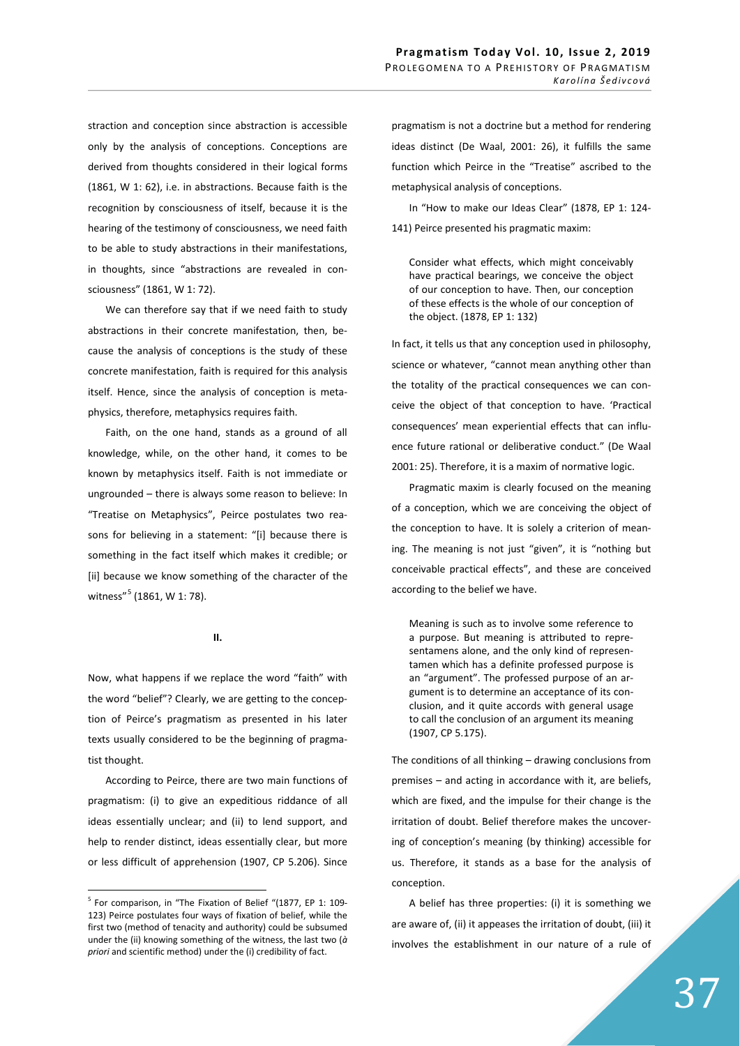straction and conception since abstraction is accessible only by the analysis of conceptions. Conceptions are derived from thoughts considered in their logical forms (1861, W 1: 62), i.e. in abstractions. Because faith is the recognition by consciousness of itself, because it is the hearing of the testimony of consciousness, we need faith to be able to study abstractions in their manifestations, in thoughts, since "abstractions are revealed in consciousness" (1861, W 1: 72).

We can therefore say that if we need faith to study abstractions in their concrete manifestation, then, because the analysis of conceptions is the study of these concrete manifestation, faith is required for this analysis itself. Hence, since the analysis of conception is metaphysics, therefore, metaphysics requires faith.

Faith, on the one hand, stands as a ground of all knowledge, while, on the other hand, it comes to be known by metaphysics itself. Faith is not immediate or ungrounded – there is always some reason to believe: In "Treatise on Metaphysics", Peirce postulates two reasons for believing in a statement: "[i] because there is something in the fact itself which makes it credible; or [ii] because we know something of the character of the witness"[5] (1861, W 1: 78).

## II.

Now, what happens if we replace the word "faith" with the word "belief"? Clearly, we are getting to the conception of Peirce's pragmatism as presented in his later texts usually considered to be the beginning of pragmatist thought.

According to Peirce, there are two main functions of pragmatism: (i) to give an expeditious riddance of all ideas essentially unclear; and (ii) to lend support, and help to render distinct, ideas essentially clear, but more or less difficult of apprehension (1907, CP 5.206). Since pragmatism is not a doctrine but a method for rendering ideas distinct (De Waal, 2001: 26), it fulfills the same function which Peirce in the "Treatise" ascribed to the metaphysical analysis of conceptions.

In "How to make our Ideas Clear" (1878, EP 1: 124-141) Peirce presented his pragmatic maxim:

> Consider what effects, which might conceivably have practical bearings, we conceive the object of our conception to have. Then, our conception of these effects is the whole of our conception of the object. (1878, EP 1: 132)

In fact, it tells us that any conception used in philosophy, science or whatever, "cannot mean anything other than the totality of the practical consequences we can conceive the object of that conception to have. 'Practical consequences' mean experiential effects that can influence future rational or deliberative conduct." (De Waal 2001: 25). Therefore, it is a maxim of normative logic.

Pragmatic maxim is clearly focused on the meaning of a conception, which we are conceiving the object of the conception to have. It is solely a criterion of meaning. The meaning is not just "given", it is "nothing but conceivable practical effects", and these are conceived according to the belief we have.

> Meaning is such as to involve some reference to a purpose. But meaning is attributed to representamen alone, and the only kind of representamen which has a definite professed purpose is an "argument". The professed purpose of an argument is to determine an acceptance of its conclusion, and it quite accords with general usage to call the conclusion of an argument its meaning (1907, CP 5.175).

The conditions of all thinking – drawing conclusions from premises – and acting in accordance with it, are beliefs, which are fixed, and the impulse for their change is the irritation of doubt. Belief therefore makes the uncovering of conception's meaning (by thinking) accessible for us. Therefore, it stands as a base for the analysis of conception.

A belief has three properties: (i) it is something we are aware of, (ii) it appeases the irritation of doubt, (iii) it involves the establishment in our nature of a rule of

---

[5] For comparison, in "The Fixation of Belief "(1877, EP 1: 109-123) Peirce postulates four ways of fixation of belief, while the first two (method of tenacity and authority) could be subsumed under the (ii) knowing something of the witness, the last two (*à priori* and scientific method) under the (i) credibility of fact.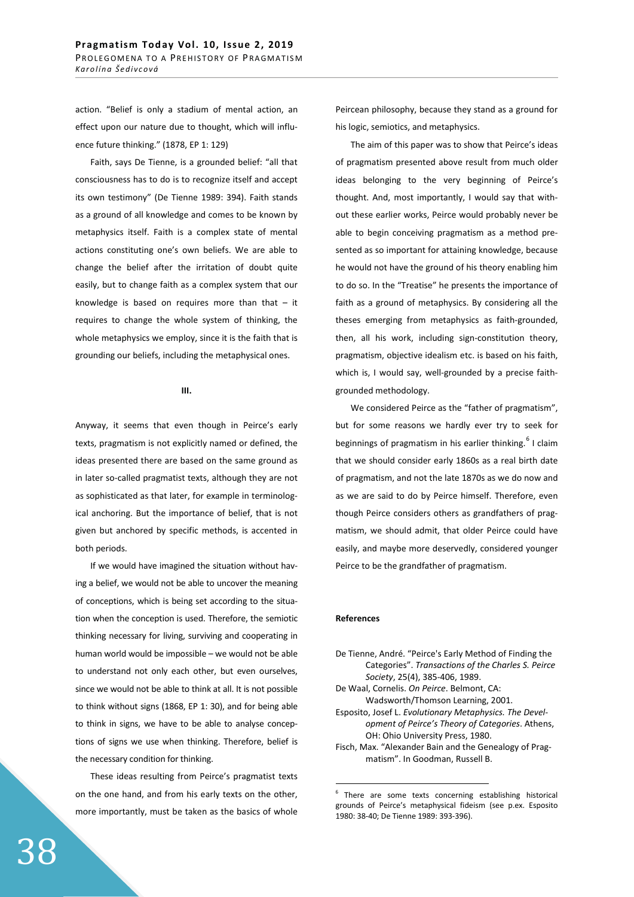action. "Belief is only a stadium of mental action, an effect upon our nature due to thought, which will influence future thinking." (1878, EP 1: 129)

Faith, says De Tienne, is a grounded belief: "all that consciousness has to do is to recognize itself and accept its own testimony" (De Tienne 1989: 394). Faith stands as a ground of all knowledge and comes to be known by metaphysics itself. Faith is a complex state of mental actions constituting one's own beliefs. We are able to change the belief after the irritation of doubt quite easily, but to change faith as a complex system that our knowledge is based on requires more than that – it requires to change the whole system of thinking, the whole metaphysics we employ, since it is the faith that is grounding our beliefs, including the metaphysical ones.

## III.

Anyway, it seems that even though in Peirce's early texts, pragmatism is not explicitly named or defined, the ideas presented there are based on the same ground as in later so-called pragmatist texts, although they are not as sophisticated as that later, for example in terminological anchoring. But the importance of belief, that is not given but anchored by specific methods, is accented in both periods.

If we would have imagined the situation without having a belief, we would not be able to uncover the meaning of conceptions, which is being set according to the situation when the conception is used. Therefore, the semiotic thinking necessary for living, surviving and cooperating in human world would be impossible – we would not be able to understand not only each other, but even ourselves, since we would not be able to think at all. It is not possible to think without signs (1868, EP 1: 30), and for being able to think in signs, we have to be able to analyse conceptions of signs we use when thinking. Therefore, belief is the necessary condition for thinking.

These ideas resulting from Peirce's pragmatist texts on the one hand, and from his early texts on the other, more importantly, must be taken as the basics of whole Peircean philosophy, because they stand as a ground for his logic, semiotics, and metaphysics.

The aim of this paper was to show that Peirce's ideas of pragmatism presented above result from much older ideas belonging to the very beginning of Peirce's thought. And, most importantly, I would say that without these earlier works, Peirce would probably never be able to begin conceiving pragmatism as a method presented as so important for attaining knowledge, because he would not have the ground of his theory enabling him to do so. In the "Treatise" he presents the importance of faith as a ground of metaphysics. By considering all the theses emerging from metaphysics as faith-grounded, then, all his work, including sign-constitution theory, pragmatism, objective idealism etc. is based on his faith, which is, I would say, well-grounded by a precise faith-grounded methodology.

We considered Peirce as the "father of pragmatism", but for some reasons we hardly ever try to seek for beginnings of pragmatism in his earlier thinking.[6] I claim that we should consider early 1860s as a real birth date of pragmatism, and not the late 1870s as we do now and as we are said to do by Peirce himself. Therefore, even though Peirce considers others as grandfathers of pragmatism, we should admit, that older Peirce could have easily, and maybe more deservedly, considered younger Peirce to be the grandfather of pragmatism.

### References

De Tienne, André. "Peirce's Early Method of Finding the Categories". *Transactions of the Charles S. Peirce Society*, 25(4), 385-406, 1989.

De Waal, Cornelis. *On Peirce*. Belmont, CA: Wadsworth/Thomson Learning, 2001.

Esposito, Josef L. *Evolutionary Metaphysics. The Development of Peirce's Theory of Categories*. Athens, OH: Ohio University Press, 1980.

Fisch, Max. "Alexander Bain and the Genealogy of Pragmatism". In Goodman, Russell B.

---

[6] There are some texts concerning establishing historical grounds of Peirce's metaphysical fideism (see p.ex. Esposito 1980: 38-40; De Tienne 1989: 393-396).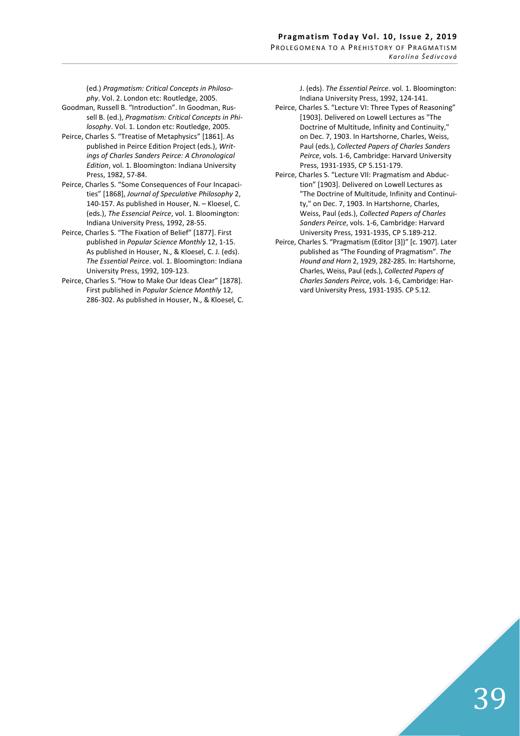(ed.) *Pragmatism: Critical Concepts in Philosophy*. Vol. 2. London etc: Routledge, 2005.

Goodman, Russell B. "Introduction". In Goodman, Russell B. (ed.), *Pragmatism: Critical Concepts in Philosophy*. Vol. 1. London etc: Routledge, 2005.

Peirce, Charles S. "Treatise of Metaphysics" [1861]. As published in Peirce Edition Project (eds.), *Writings of Charles Sanders Peirce: A Chronological Edition*, vol. 1. Bloomington: Indiana University Press, 1982, 57-84.

Peirce, Charles S. "Some Consequences of Four Incapacities" [1868], *Journal of Speculative Philosophy* 2, 140-157. As published in Houser, N. – Kloesel, C. (eds.), *The Essencial Peirce*, vol. 1. Bloomington: Indiana University Press, 1992, 28-55.

Peirce, Charles S. "The Fixation of Belief" [1877]. First published in *Popular Science Monthly* 12, 1-15. As published in Houser, N., & Kloesel, C. J. (eds). *The Essential Peirce*. vol. 1. Bloomington: Indiana University Press, 1992, 109-123.

Peirce, Charles S. "How to Make Our Ideas Clear" [1878]. First published in *Popular Science Monthly* 12, 286-302. As published in Houser, N., & Kloesel, C. J. (eds). *The Essential Peirce*. vol. 1. Bloomington: Indiana University Press, 1992, 124-141.

Peirce, Charles S. "Lecture VI: Three Types of Reasoning" [1903]. Delivered on Lowell Lectures as "The Doctrine of Multitude, Infinity and Continuity," on Dec. 7, 1903. In Hartshorne, Charles, Weiss, Paul (eds.), *Collected Papers of Charles Sanders Peirce*, vols. 1-6, Cambridge: Harvard University Press, 1931-1935, CP 5.151-179.

Peirce, Charles S. "Lecture VII: Pragmatism and Abduction" [1903]. Delivered on Lowell Lectures as "The Doctrine of Multitude, Infinity and Continuity," on Dec. 7, 1903. In Hartshorne, Charles, Weiss, Paul (eds.), *Collected Papers of Charles Sanders Peirce*, vols. 1-6, Cambridge: Harvard University Press, 1931-1935, CP 5.189-212.

Peirce, Charles S. "Pragmatism (Editor [3])" [c. 1907]. Later published as "The Founding of Pragmatism". *The Hound and Horn* 2, 1929, 282-285. In: Hartshorne, Charles, Weiss, Paul (eds.), *Collected Papers of Charles Sanders Peirce*, vols. 1-6, Cambridge: Harvard University Press, 1931-1935. CP 5.12.